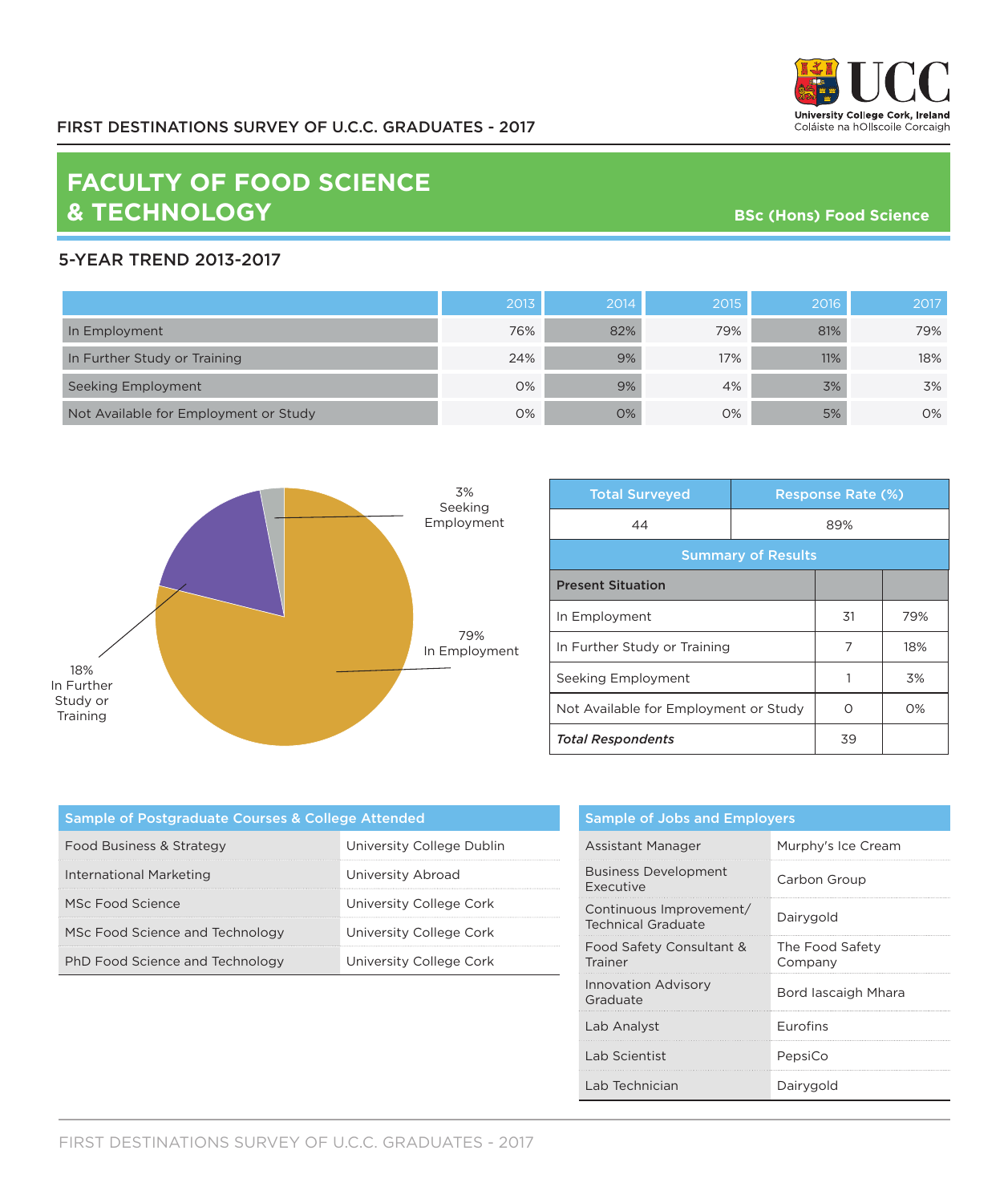FIRST DESTINATIONS SURVEY OF U.C.C. GRADUATES - 2017

University College Cork, Ireland
Coláiste na hOllscoile Corcaigh

# FACULTY OF FOOD SCIENCE & TECHNOLOGY

**BSc (Hons) Food Science**

## 5-YEAR TREND 2013-2017

| | 2013 | 2014 | 2015 | 2016 | 2017 |
|---|---|---|---|---|---|
| In Employment | 76% | 82% | 79% | 81% | 79% |
| In Further Study or Training | 24% | 9% | 17% | 11% | 18% |
| Seeking Employment | 0% | 9% | 4% | 3% | 3% |
| Not Available for Employment or Study | 0% | 0% | 0% | 5% | 0% |

3% Seeking Employment

79% In Employment

18% In Further Study or Training

| Total Surveyed | Response Rate (%) | |
|---|---|---|
| 44 | 89% | |
| **Summary of Results** | | |
| **Present Situation** | | |
| In Employment | 31 | 79% |
| In Further Study or Training | 7 | 18% |
| Seeking Employment | 1 | 3% |
| Not Available for Employment or Study | 0 | 0% |
| ***Total Respondents*** | 39 | |

| Sample of Postgraduate Courses & College Attended | |
|---|---|
| Food Business & Strategy | University College Dublin |
| International Marketing | University Abroad |
| MSc Food Science | University College Cork |
| MSc Food Science and Technology | University College Cork |
| PhD Food Science and Technology | University College Cork |

| Sample of Jobs and Employers | |
|---|---|
| Assistant Manager | Murphy's Ice Cream |
| Business Development Executive | Carbon Group |
| Continuous Improvement/ Technical Graduate | Dairygold |
| Food Safety Consultant & Trainer | The Food Safety Company |
| Innovation Advisory Graduate | Bord Iascaigh Mhara |
| Lab Analyst | Eurofins |
| Lab Scientist | PepsiCo |
| Lab Technician | Dairygold |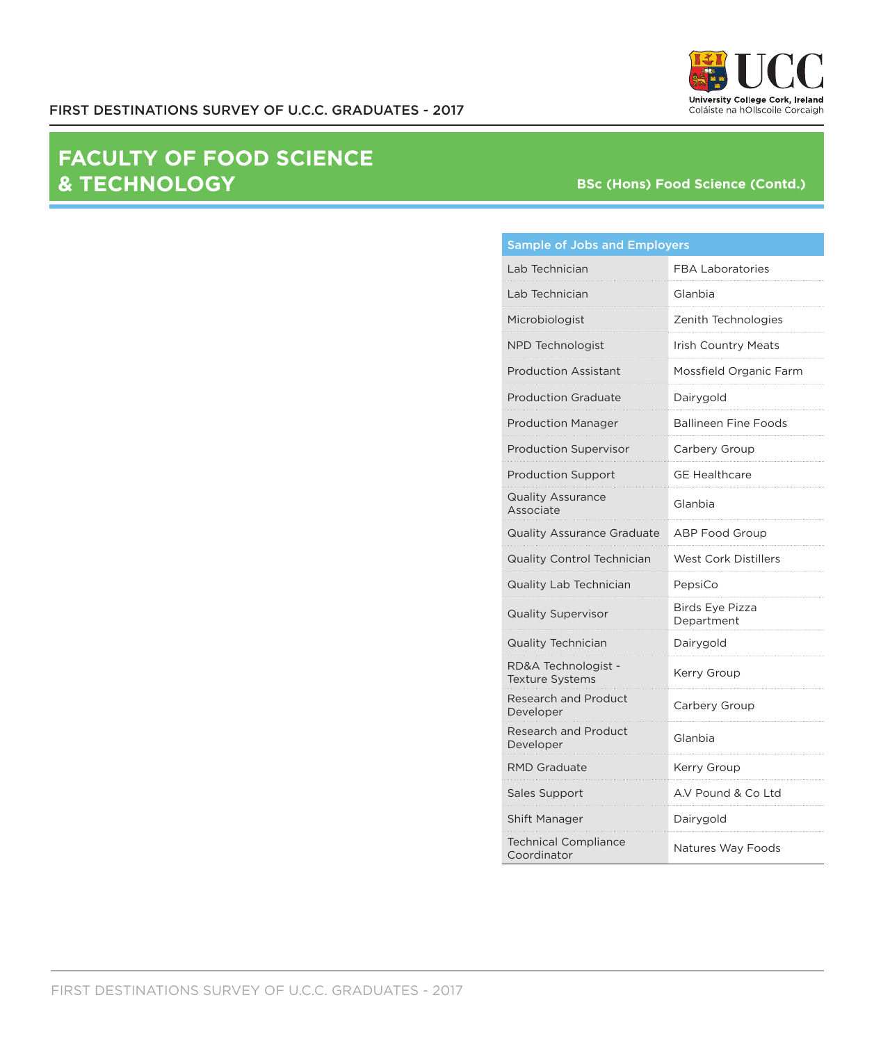# FACULTY OF FOOD SCIENCE & TECHNOLOGY

## BSc (Hons) Food Science (Contd.)

| Sample of Jobs and Employers | |
|---|---|
| Lab Technician | FBA Laboratories |
| Lab Technician | Glanbia |
| Microbiologist | Zenith Technologies |
| NPD Technologist | Irish Country Meats |
| Production Assistant | Mossfield Organic Farm |
| Production Graduate | Dairygold |
| Production Manager | Ballineen Fine Foods |
| Production Supervisor | Carbery Group |
| Production Support | GE Healthcare |
| Quality Assurance Associate | Glanbia |
| Quality Assurance Graduate | ABP Food Group |
| Quality Control Technician | West Cork Distillers |
| Quality Lab Technician | PepsiCo |
| Quality Supervisor | Birds Eye Pizza Department |
| Quality Technician | Dairygold |
| RD&A Technologist - Texture Systems | Kerry Group |
| Research and Product Developer | Carbery Group |
| Research and Product Developer | Glanbia |
| RMD Graduate | Kerry Group |
| Sales Support | A.V Pound & Co Ltd |
| Shift Manager | Dairygold |
| Technical Compliance Coordinator | Natures Way Foods |